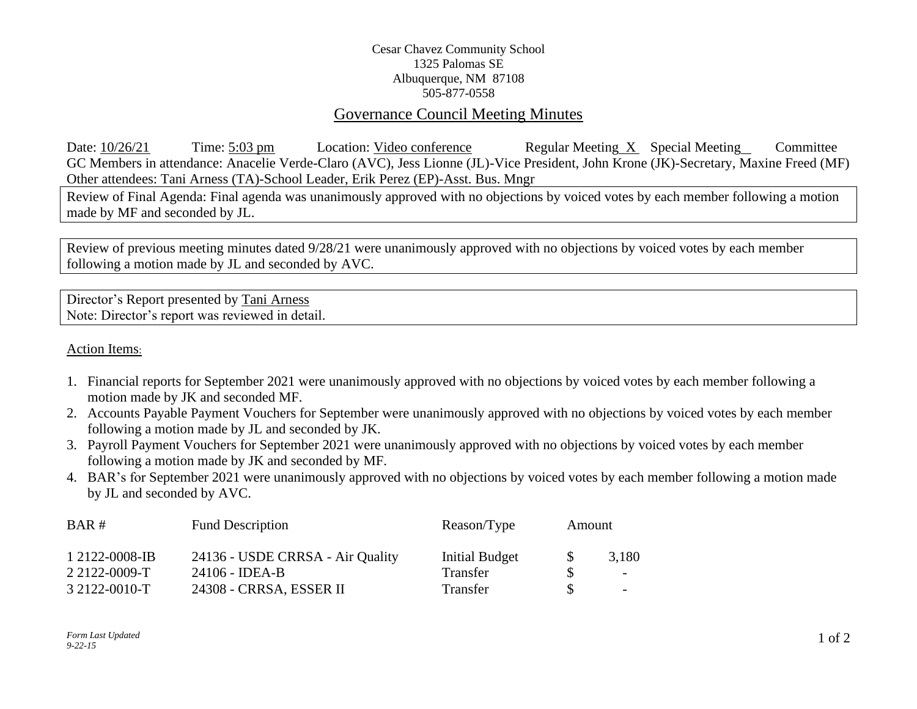Cesar Chavez Community School
1325 Palomas SE
Albuquerque, NM 87108
505-877-0558

# Governance Council Meeting Minutes

Date: 10/26/21 Time: 5:03 pm Location: Video conference Regular Meeting X Special Meeting__ Committee

GC Members in attendance: Anacelie Verde-Claro (AVC), Jess Lionne (JL)-Vice President, John Krone (JK)-Secretary, Maxine Freed (MF)

Other attendees: Tani Arness (TA)-School Leader, Erik Perez (EP)-Asst. Bus. Mngr

Review of Final Agenda: Final agenda was unanimously approved with no objections by voiced votes by each member following a motion made by MF and seconded by JL.

Review of previous meeting minutes dated 9/28/21 were unanimously approved with no objections by voiced votes by each member following a motion made by JL and seconded by AVC.

Director's Report presented by Tani Arness
Note: Director's report was reviewed in detail.

Action Items:

1. Financial reports for September 2021 were unanimously approved with no objections by voiced votes by each member following a motion made by JK and seconded MF.
2. Accounts Payable Payment Vouchers for September were unanimously approved with no objections by voiced votes by each member following a motion made by JL and seconded by JK.
3. Payroll Payment Vouchers for September 2021 were unanimously approved with no objections by voiced votes by each member following a motion made by JK and seconded by MF.
4. BAR's for September 2021 were unanimously approved with no objections by voiced votes by each member following a motion made by JL and seconded by AVC.

| BAR # | Fund Description | Reason/Type | Amount |
|---|---|---|---|
| 1 2122-0008-IB | 24136 - USDE CRRSA - Air Quality | Initial Budget | $ 3,180 |
| 2 2122-0009-T | 24106 - IDEA-B | Transfer | $ - |
| 3 2122-0010-T | 24308 - CRRSA, ESSER II | Transfer | $ - |

*Form Last Updated 9-22-15*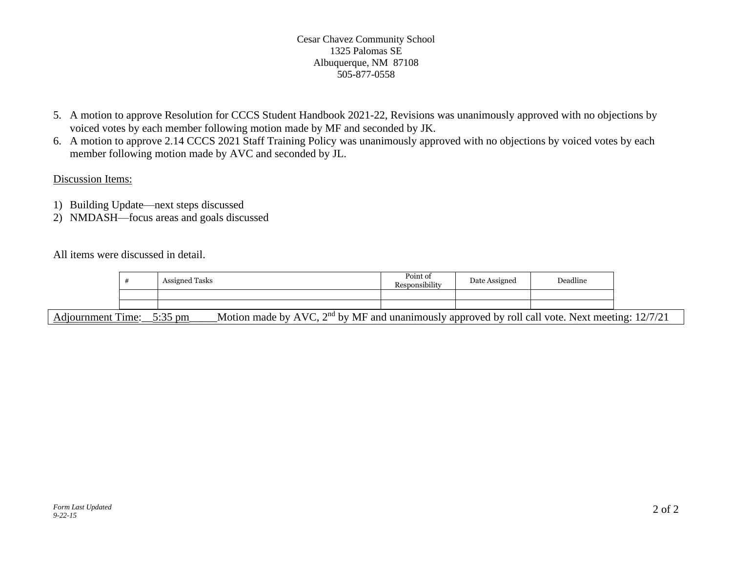Cesar Chavez Community School
1325 Palomas SE
Albuquerque, NM 87108
505-877-0558

5. A motion to approve Resolution for CCCS Student Handbook 2021-22, Revisions was unanimously approved with no objections by voiced votes by each member following motion made by MF and seconded by JK.
6. A motion to approve 2.14 CCCS 2021 Staff Training Policy was unanimously approved with no objections by voiced votes by each member following motion made by AVC and seconded by JL.

Discussion Items:

1) Building Update—next steps discussed
2) NMDASH—focus areas and goals discussed

All items were discussed in detail.

| # | Assigned Tasks | Point of Responsibility | Date Assigned | Deadline |
|---|---|---|---|---|
| | | | | |
| | | | | |

Adjournment Time:__5:35 pm_____Motion made by AVC, 2nd by MF and unanimously approved by roll call vote. Next meeting: 12/7/21

*Form Last Updated*
*9-22-15*